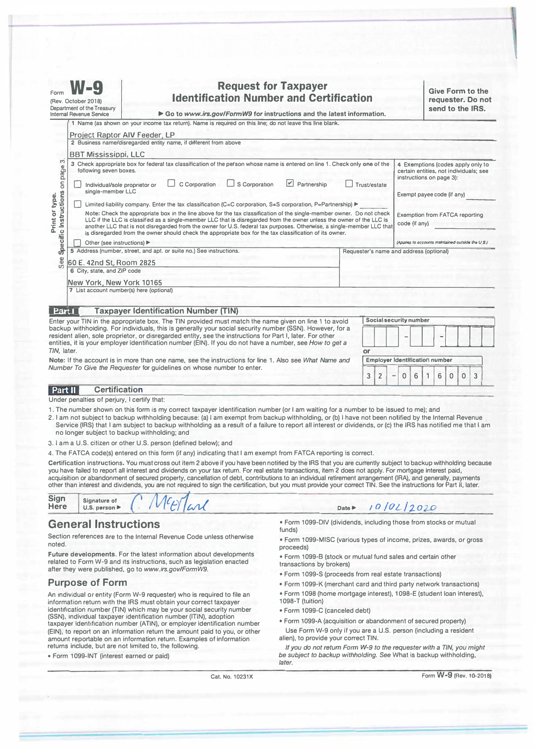Form **W-9**
(Rev. October 2018)
Department of the Treasury
Internal Revenue Service

# Request for Taxpayer Identification Number and Certification

▶ Go to *www.irs.gov/FormW9* for instructions and the latest information.

**Give Form to the requester. Do not send to the IRS.**

1 Name (as shown on your income tax return). Name is required on this line; do not leave this line blank.

Project Raptor AIV Feeder, LP

2 Business name/disregarded entity name, if different from above

BBT Mississippi, LLC

3 Check appropriate box for federal tax classification of the person whose name is entered on line 1. Check only **one** of the following seven boxes.

- ☐ Individual/sole proprietor or single-member LLC
- ☐ C Corporation
- ☐ S Corporation
- ☑ Partnership
- ☐ Trust/estate
- ☐ Limited liability company. Enter the tax classification (C=C corporation, S=S corporation, P=Partnership) ▶ ______

**Note:** Check the appropriate box in the line above for the tax classification of the single-member owner. Do not check LLC if the LLC is classified as a single-member LLC that is disregarded from the owner unless the owner of the LLC is another LLC that is not disregarded from the owner for U.S. federal tax purposes. Otherwise, a single-member LLC that is disregarded from the owner should check the appropriate box for the tax classification of its owner.

- ☐ Other (see instructions) ▶

4 Exemptions (codes apply only to certain entities, not individuals; see instructions on page 3):

Exempt payee code (if any) ______

Exemption from FATCA reporting code (if any) ______

*(Applies to accounts maintained outside the U.S.)*

5 Address (number, street, and apt. or suite no.) See instructions.

60 E. 42nd St, Room 2825

Requester's name and address (optional)

6 City, state, and ZIP code

New York, New York 10165

7 List account number(s) here (optional)

Print or type. See **Specific Instructions** on page 3.

## Part I Taxpayer Identification Number (TIN)

Enter your TIN in the appropriate box. The TIN provided must match the name given on line 1 to avoid backup withholding. For individuals, this is generally your social security number (SSN). However, for a resident alien, sole proprietor, or disregarded entity, see the instructions for Part I, later. For other entities, it is your employer identification number (EIN). If you do not have a number, see *How to get a TIN,* later.

**Note:** If the account is in more than one name, see the instructions for line 1. Also see *What Name and Number To Give the Requester* for guidelines on whose number to enter.

**Social security number**

[ ][ ][ ] – [ ][ ] – [ ][ ][ ][ ]

**or**

**Employer identification number**

3 2 – 0 6 1 6 0 0 3

## Part II Certification

Under penalties of perjury, I certify that:

1. The number shown on this form is my correct taxpayer identification number (or I am waiting for a number to be issued to me); and
2. I am not subject to backup withholding because: (a) I am exempt from backup withholding, or (b) I have not been notified by the Internal Revenue Service (IRS) that I am subject to backup withholding as a result of a failure to report all interest or dividends, or (c) the IRS has notified me that I am no longer subject to backup withholding; and
3. I am a U.S. citizen or other U.S. person (defined below); and
4. The FATCA code(s) entered on this form (if any) indicating that I am exempt from FATCA reporting is correct.

**Certification instructions.** You must cross out item 2 above if you have been notified by the IRS that you are currently subject to backup withholding because you have failed to report all interest and dividends on your tax return. For real estate transactions, item 2 does not apply. For mortgage interest paid, acquisition or abandonment of secured property, cancellation of debt, contributions to an individual retirement arrangement (IRA), and generally, payments other than interest and dividends, you are not required to sign the certification, but you must provide your correct TIN. See the instructions for Part II, later.

**Sign Here** Signature of U.S. person ▶ C McFarland  Date ▶ 10/02/2020

## General Instructions

Section references are to the Internal Revenue Code unless otherwise noted.

**Future developments.** For the latest information about developments related to Form W-9 and its instructions, such as legislation enacted after they were published, go to *www.irs.gov/FormW9.*

## Purpose of Form

An individual or entity (Form W-9 requester) who is required to file an information return with the IRS must obtain your correct taxpayer identification number (TIN) which may be your social security number (SSN), individual taxpayer identification number (ITIN), adoption taxpayer identification number (ATIN), or employer identification number (EIN), to report on an information return the amount paid to you, or other amount reportable on an information return. Examples of information returns include, but are not limited to, the following.

- Form 1099-INT (interest earned or paid)
- Form 1099-DIV (dividends, including those from stocks or mutual funds)
- Form 1099-MISC (various types of income, prizes, awards, or gross proceeds)
- Form 1099-B (stock or mutual fund sales and certain other transactions by brokers)
- Form 1099-S (proceeds from real estate transactions)
- Form 1099-K (merchant card and third party network transactions)
- Form 1098 (home mortgage interest), 1098-E (student loan interest), 1098-T (tuition)
- Form 1099-C (canceled debt)
- Form 1099-A (acquisition or abandonment of secured property)

Use Form W-9 only if you are a U.S. person (including a resident alien), to provide your correct TIN.

*If you do not return Form W-9 to the requester with a TIN, you might be subject to backup withholding. See* What is backup withholding, *later.*

Cat. No. 10231X  Form **W-9** (Rev. 10-2018)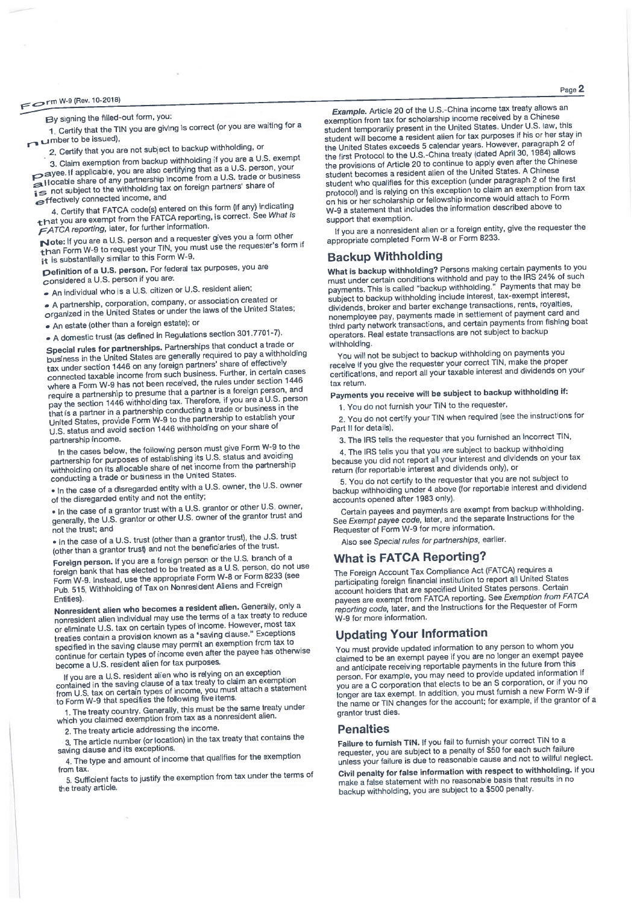By signing the filled-out form, you:

1. Certify that the TIN you are giving is correct (or you are waiting for a number to be issued),

2. Certify that you are not subject to backup withholding, or

3. Claim exemption from backup withholding if you are a U.S. exempt payee. If applicable, you are also certifying that as a U.S. person, your allocable share of any partnership income from a U.S. trade or business is not subject to the withholding tax on foreign partners' share of effectively connected income, and

4. Certify that FATCA code(s) entered on this form (if any) indicating that you are exempt from the FATCA reporting, is correct. See *What is FATCA reporting,* later, for further information.

**Note:** If you are a U.S. person and a requester gives you a form other than Form W-9 to request your TIN, you must use the requester's form if it is substantially similar to this Form W-9.

**Definition of a U.S. person.** For federal tax purposes, you are considered a U.S. person if you are:

- An individual who is a U.S. citizen or U.S. resident alien;
- A partnership, corporation, company, or association created or organized in the United States or under the laws of the United States;
- An estate (other than a foreign estate); or
- A domestic trust (as defined in Regulations section 301.7701-7).

**Special rules for partnerships.** Partnerships that conduct a trade or business in the United States are generally required to pay a withholding tax under section 1446 on any foreign partners' share of effectively connected taxable income from such business. Further, in certain cases where a Form W-9 has not been received, the rules under section 1446 require a partnership to presume that a partner is a foreign person, and pay the section 1446 withholding tax. Therefore, if you are a U.S. person that is a partner in a partnership conducting a trade or business in the United States, provide Form W-9 to the partnership to establish your U.S. status and avoid section 1446 withholding on your share of partnership income.

In the cases below, the following person must give Form W-9 to the partnership for purposes of establishing its U.S. status and avoiding withholding on its allocable share of net income from the partnership conducting a trade or business in the United States.

- In the case of a disregarded entity with a U.S. owner, the U.S. owner of the disregarded entity and not the entity;
- In the case of a grantor trust with a U.S. grantor or other U.S. owner, generally, the U.S. grantor or other U.S. owner of the grantor trust and not the trust; and
- In the case of a U.S. trust (other than a grantor trust), the U.S. trust (other than a grantor trust) and not the beneficiaries of the trust.

**Foreign person.** If you are a foreign person or the U.S. branch of a foreign bank that has elected to be treated as a U.S. person, do not use Form W-9. Instead, use the appropriate Form W-8 or Form 8233 (see Pub. 515, Withholding of Tax on Nonresident Aliens and Foreign Entities).

**Nonresident alien who becomes a resident alien.** Generally, only a nonresident alien individual may use the terms of a tax treaty to reduce or eliminate U.S. tax on certain types of income. However, most tax treaties contain a provision known as a "saving clause." Exceptions specified in the saving clause may permit an exemption from tax to continue for certain types of income even after the payee has otherwise become a U.S. resident alien for tax purposes.

If you are a U.S. resident alien who is relying on an exception contained in the saving clause of a tax treaty to claim an exemption from U.S. tax on certain types of income, you must attach a statement to Form W-9 that specifies the following five items.

1. The treaty country. Generally, this must be the same treaty under which you claimed exemption from tax as a nonresident alien.

2. The treaty article addressing the income.

3. The article number (or location) in the tax treaty that contains the saving clause and its exceptions.

4. The type and amount of income that qualifies for the exemption from tax.

5. Sufficient facts to justify the exemption from tax under the terms of the treaty article.

***Example.*** Article 20 of the U.S.-China income tax treaty allows an exemption from tax for scholarship income received by a Chinese student temporarily present in the United States. Under U.S. law, this student will become a resident alien for tax purposes if his or her stay in the United States exceeds 5 calendar years. However, paragraph 2 of the first Protocol to the U.S.-China treaty (dated April 30, 1984) allows the provisions of Article 20 to continue to apply even after the Chinese student becomes a resident alien of the United States. A Chinese student who qualifies for this exception (under paragraph 2 of the first protocol) and is relying on this exception to claim an exemption from tax on his or her scholarship or fellowship income would attach to Form W-9 a statement that includes the information described above to support that exemption.

If you are a nonresident alien or a foreign entity, give the requester the appropriate completed Form W-8 or Form 8233.

## Backup Withholding

**What is backup withholding?** Persons making certain payments to you must under certain conditions withhold and pay to the IRS 24% of such payments. This is called "backup withholding." Payments that may be subject to backup withholding include interest, tax-exempt interest, dividends, broker and barter exchange transactions, rents, royalties, nonemployee pay, payments made in settlement of payment card and third party network transactions, and certain payments from fishing boat operators. Real estate transactions are not subject to backup withholding.

You will not be subject to backup withholding on payments you receive if you give the requester your correct TIN, make the proper certifications, and report all your taxable interest and dividends on your tax return.

**Payments you receive will be subject to backup withholding if:**

1. You do not furnish your TIN to the requester,

2. You do not certify your TIN when required (see the instructions for Part II for details),

3. The IRS tells the requester that you furnished an incorrect TIN,

4. The IRS tells you that you are subject to backup withholding because you did not report all your interest and dividends on your tax return (for reportable interest and dividends only), or

5. You do not certify to the requester that you are not subject to backup withholding under 4 above (for reportable interest and dividend accounts opened after 1983 only).

Certain payees and payments are exempt from backup withholding. See *Exempt payee code,* later, and the separate Instructions for the Requester of Form W-9 for more information.

Also see *Special rules for partnerships,* earlier.

## What is FATCA Reporting?

The Foreign Account Tax Compliance Act (FATCA) requires a participating foreign financial institution to report all United States account holders that are specified United States persons. Certain payees are exempt from FATCA reporting. See *Exemption from FATCA reporting code,* later, and the Instructions for the Requester of Form W-9 for more information.

## Updating Your Information

You must provide updated information to any person to whom you claimed to be an exempt payee if you are no longer an exempt payee and anticipate receiving reportable payments in the future from this person. For example, you may need to provide updated information if you are a C corporation that elects to be an S corporation, or if you no longer are tax exempt. In addition, you must furnish a new Form W-9 if the name or TIN changes for the account; for example, if the grantor of a grantor trust dies.

## Penalties

**Failure to furnish TIN.** If you fail to furnish your correct TIN to a requester, you are subject to a penalty of $50 for each such failure unless your failure is due to reasonable cause and not to willful neglect.

**Civil penalty for false information with respect to withholding.** If you make a false statement with no reasonable basis that results in no backup withholding, you are subject to a $500 penalty.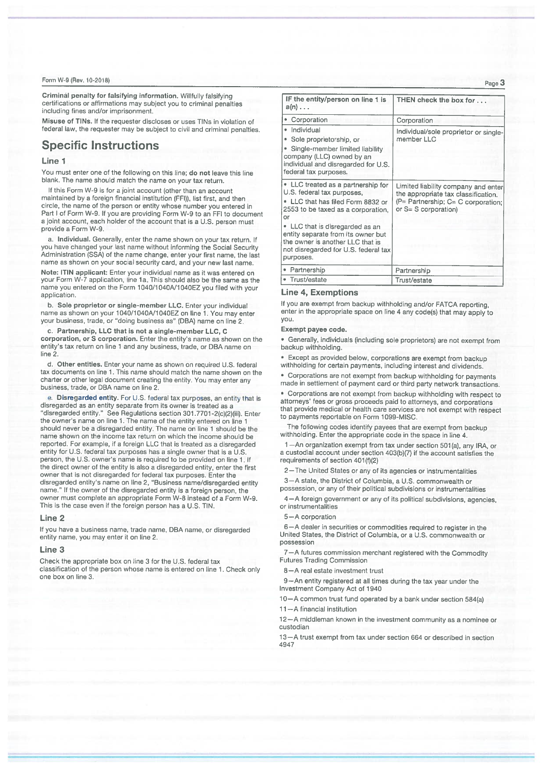**Criminal penalty for falsifying information.** Willfully falsifying certifications or affirmations may subject you to criminal penalties including fines and/or imprisonment.

**Misuse of TINs.** If the requester discloses or uses TINs in violation of federal law, the requester may be subject to civil and criminal penalties.

## Specific Instructions

### Line 1

You must enter one of the following on this line; **do not** leave this line blank. The name should match the name on your tax return.

If this Form W-9 is for a joint account (other than an account maintained by a foreign financial institution (FFI)), list first, and then circle, the name of the person or entity whose number you entered in Part I of Form W-9. If you are providing Form W-9 to an FFI to document a joint account, each holder of the account that is a U.S. person must provide a Form W-9.

a. **Individual.** Generally, enter the name shown on your tax return. If you have changed your last name without informing the Social Security Administration (SSA) of the name change, enter your first name, the last name as shown on your social security card, and your new last name.

**Note: ITIN applicant:** Enter your individual name as it was entered on your Form W-7 application, line 1a. This should also be the same as the name you entered on the Form 1040/1040A/1040EZ you filed with your application.

b. **Sole proprietor or single-member LLC.** Enter your individual name as shown on your 1040/1040A/1040EZ on line 1. You may enter your business, trade, or "doing business as" (DBA) name on line 2.

c. **Partnership, LLC that is not a single-member LLC, C corporation, or S corporation.** Enter the entity's name as shown on the entity's tax return on line 1 and any business, trade, or DBA name on line 2.

d. **Other entities.** Enter your name as shown on required U.S. federal tax documents on line 1. This name should match the name shown on the charter or other legal document creating the entity. You may enter any business, trade, or DBA name on line 2.

e. **Disregarded entity.** For U.S. federal tax purposes, an entity that is disregarded as an entity separate from its owner is treated as a "disregarded entity." See Regulations section 301.7701-2(c)(2)(iii). Enter the owner's name on line 1. The name of the entity entered on line 1 should never be a disregarded entity. The name on line 1 should be the name shown on the income tax return on which the income should be reported. For example, if a foreign LLC that is treated as a disregarded entity for U.S. federal tax purposes has a single owner that is a U.S. person, the U.S. owner's name is required to be provided on line 1. If the direct owner of the entity is also a disregarded entity, enter the first owner that is not disregarded for federal tax purposes. Enter the disregarded entity's name on line 2, "Business name/disregarded entity name." If the owner of the disregarded entity is a foreign person, the owner must complete an appropriate Form W-8 instead of a Form W-9. This is the case even if the foreign person has a U.S. TIN.

### Line 2

If you have a business name, trade name, DBA name, or disregarded entity name, you may enter it on line 2.

### Line 3

Check the appropriate box on line 3 for the U.S. federal tax classification of the person whose name is entered on line 1. Check only one box on line 3.

| IF the entity/person on line 1 is a(n) . . . | THEN check the box for . . . |
|---|---|
| • Corporation | Corporation |
| • Individual<br>• Sole proprietorship, or<br>• Single-member limited liability company (LLC) owned by an individual and disregarded for U.S. federal tax purposes. | Individual/sole proprietor or single-member LLC |
| • LLC treated as a partnership for U.S. federal tax purposes,<br>• LLC that has filed Form 8832 or 2553 to be taxed as a corporation, or<br>• LLC that is disregarded as an entity separate from its owner but the owner is another LLC that is not disregarded for U.S. federal tax purposes. | Limited liability company and enter the appropriate tax classification. (P= Partnership; C= C corporation; or S= S corporation) |
| • Partnership | Partnership |
| • Trust/estate | Trust/estate |

### Line 4, Exemptions

If you are exempt from backup withholding and/or FATCA reporting, enter in the appropriate space on line 4 any code(s) that may apply to you.

**Exempt payee code.**

- Generally, individuals (including sole proprietors) are not exempt from backup withholding.
- Except as provided below, corporations are exempt from backup withholding for certain payments, including interest and dividends.
- Corporations are not exempt from backup withholding for payments made in settlement of payment card or third party network transactions.
- Corporations are not exempt from backup withholding with respect to attorneys' fees or gross proceeds paid to attorneys, and corporations that provide medical or health care services are not exempt with respect to payments reportable on Form 1099-MISC.

The following codes identify payees that are exempt from backup withholding. Enter the appropriate code in the space in line 4.

1—An organization exempt from tax under section 501(a), any IRA, or a custodial account under section 403(b)(7) if the account satisfies the requirements of section 401(f)(2)

2—The United States or any of its agencies or instrumentalities

3—A state, the District of Columbia, a U.S. commonwealth or possession, or any of their political subdivisions or instrumentalities

4—A foreign government or any of its political subdivisions, agencies, or instrumentalities

5—A corporation

6—A dealer in securities or commodities required to register in the United States, the District of Columbia, or a U.S. commonwealth or possession

7—A futures commission merchant registered with the Commodity Futures Trading Commission

8—A real estate investment trust

9—An entity registered at all times during the tax year under the Investment Company Act of 1940

10—A common trust fund operated by a bank under section 584(a)

11—A financial institution

12—A middleman known in the investment community as a nominee or custodian

13—A trust exempt from tax under section 664 or described in section 4947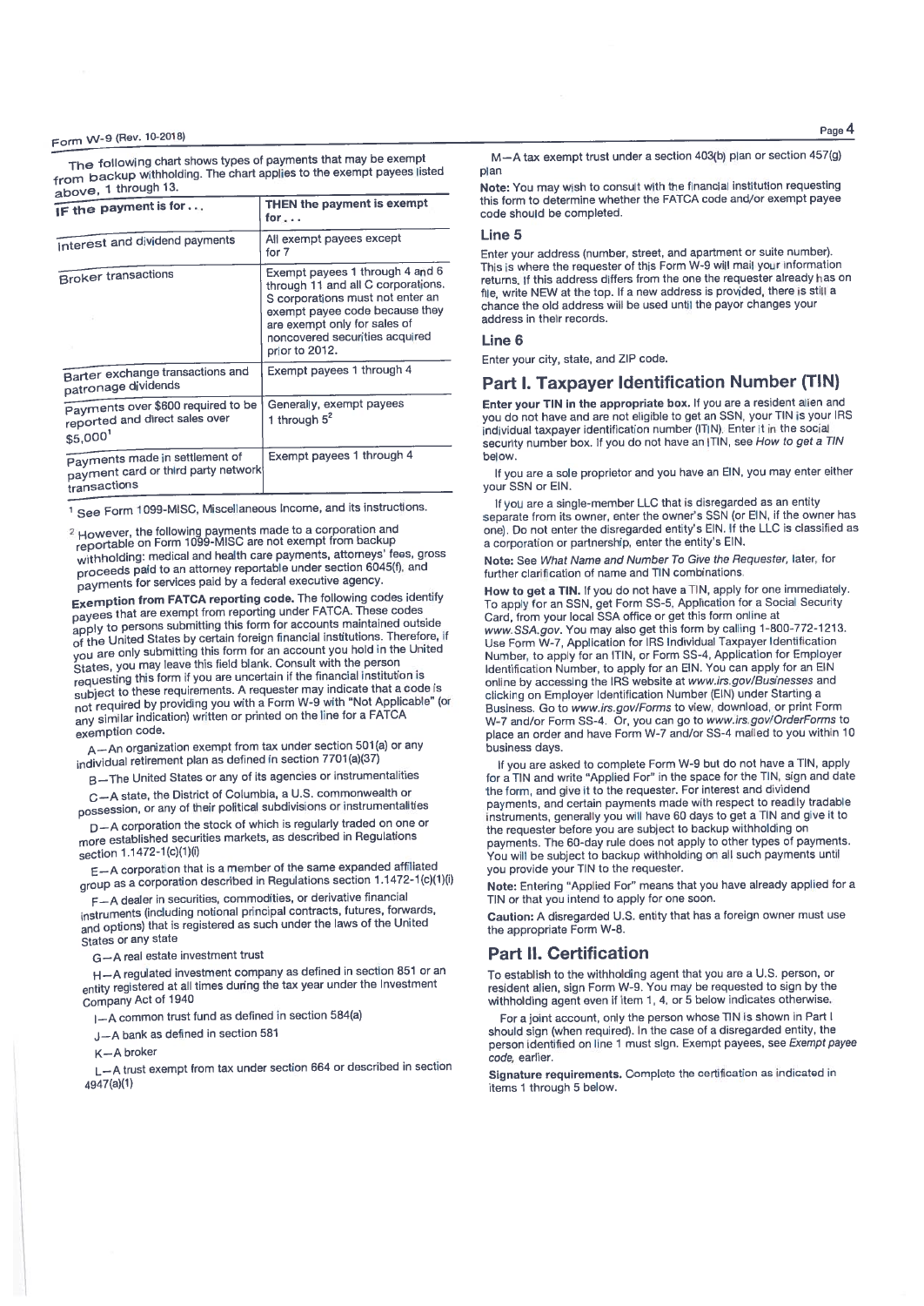The following chart shows types of payments that may be exempt from backup withholding. The chart applies to the exempt payees listed above, 1 through 13.

| IF the payment is for . . . | THEN the payment is exempt for . . . |
| --- | --- |
| Interest and dividend payments | All exempt payees except for 7 |
| Broker transactions | Exempt payees 1 through 4 and 6 through 11 and all C corporations. S corporations must not enter an exempt payee code because they are exempt only for sales of noncovered securities acquired prior to 2012. |
| Barter exchange transactions and patronage dividends | Exempt payees 1 through 4 |
| Payments over $600 required to be reported and direct sales over $5,000[1] | Generally, exempt payees 1 through 5[2] |
| Payments made in settlement of payment card or third party network transactions | Exempt payees 1 through 4 |

[1] See Form 1099-MISC, Miscellaneous Income, and its instructions.

[2] However, the following payments made to a corporation and reportable on Form 1099-MISC are not exempt from backup withholding: medical and health care payments, attorneys' fees, gross proceeds paid to an attorney reportable under section 6045(f), and payments for services paid by a federal executive agency.

**Exemption from FATCA reporting code.** The following codes identify payees that are exempt from reporting under FATCA. These codes apply to persons submitting this form for accounts maintained outside of the United States by certain foreign financial institutions. Therefore, if you are only submitting this form for an account you hold in the United States, you may leave this field blank. Consult with the person requesting this form if you are uncertain if the financial institution is subject to these requirements. A requester may indicate that a code is not required by providing you with a Form W-9 with "Not Applicable" (or any similar indication) written or printed on the line for a FATCA exemption code.

A—An organization exempt from tax under section 501(a) or any individual retirement plan as defined in section 7701(a)(37)

B—The United States or any of its agencies or instrumentalities

C—A state, the District of Columbia, a U.S. commonwealth or possession, or any of their political subdivisions or instrumentalities

D—A corporation the stock of which is regularly traded on one or more established securities markets, as described in Regulations section 1.1472-1(c)(1)(i)

E—A corporation that is a member of the same expanded affiliated group as a corporation described in Regulations section 1.1472-1(c)(1)(i)

F—A dealer in securities, commodities, or derivative financial instruments (including notional principal contracts, futures, forwards, and options) that is registered as such under the laws of the United States or any state

G—A real estate investment trust

H—A regulated investment company as defined in section 851 or an entity registered at all times during the tax year under the Investment Company Act of 1940

I—A common trust fund as defined in section 584(a)

J—A bank as defined in section 581

K—A broker

L—A trust exempt from tax under section 664 or described in section 4947(a)(1)

M—A tax exempt trust under a section 403(b) plan or section 457(g) plan

**Note:** You may wish to consult with the financial institution requesting this form to determine whether the FATCA code and/or exempt payee code should be completed.

### Line 5

Enter your address (number, street, and apartment or suite number). This is where the requester of this Form W-9 will mail your information returns. If this address differs from the one the requester already has on file, write NEW at the top. If a new address is provided, there is still a chance the old address will be used until the payor changes your address in their records.

### Line 6

Enter your city, state, and ZIP code.

## Part I. Taxpayer Identification Number (TIN)

**Enter your TIN in the appropriate box.** If you are a resident alien and you do not have and are not eligible to get an SSN, your TIN is your IRS individual taxpayer identification number (ITIN). Enter it in the social security number box. If you do not have an ITIN, see *How to get a TIN* below.

If you are a sole proprietor and you have an EIN, you may enter either your SSN or EIN.

If you are a single-member LLC that is disregarded as an entity separate from its owner, enter the owner's SSN (or EIN, if the owner has one). Do not enter the disregarded entity's EIN. If the LLC is classified as a corporation or partnership, enter the entity's EIN.

**Note:** See *What Name and Number To Give the Requester*, later, for further clarification of name and TIN combinations.

**How to get a TIN.** If you do not have a TIN, apply for one immediately. To apply for an SSN, get Form SS-5, Application for a Social Security Card, from your local SSA office or get this form online at *www.SSA.gov*. You may also get this form by calling 1-800-772-1213. Use Form W-7, Application for IRS Individual Taxpayer Identification Number, to apply for an ITIN, or Form SS-4, Application for Employer Identification Number, to apply for an EIN. You can apply for an EIN online by accessing the IRS website at *www.irs.gov/Businesses* and clicking on Employer Identification Number (EIN) under Starting a Business. Go to *www.irs.gov/Forms* to view, download, or print Form W-7 and/or Form SS-4. Or, you can go to *www.irs.gov/OrderForms* to place an order and have Form W-7 and/or SS-4 mailed to you within 10 business days.

If you are asked to complete Form W-9 but do not have a TIN, apply for a TIN and write "Applied For" in the space for the TIN, sign and date the form, and give it to the requester. For interest and dividend payments, and certain payments made with respect to readily tradable instruments, generally you will have 60 days to get a TIN and give it to the requester before you are subject to backup withholding on payments. The 60-day rule does not apply to other types of payments. You will be subject to backup withholding on all such payments until you provide your TIN to the requester.

**Note:** Entering "Applied For" means that you have already applied for a TIN or that you intend to apply for one soon.

**Caution:** A disregarded U.S. entity that has a foreign owner must use the appropriate Form W-8.

## Part II. Certification

To establish to the withholding agent that you are a U.S. person, or resident alien, sign Form W-9. You may be requested to sign by the withholding agent even if item 1, 4, or 5 below indicates otherwise.

For a joint account, only the person whose TIN is shown in Part I should sign (when required). In the case of a disregarded entity, the person identified on line 1 must sign. Exempt payees, see *Exempt payee code*, earlier.

**Signature requirements.** Complete the certification as indicated in items 1 through 5 below.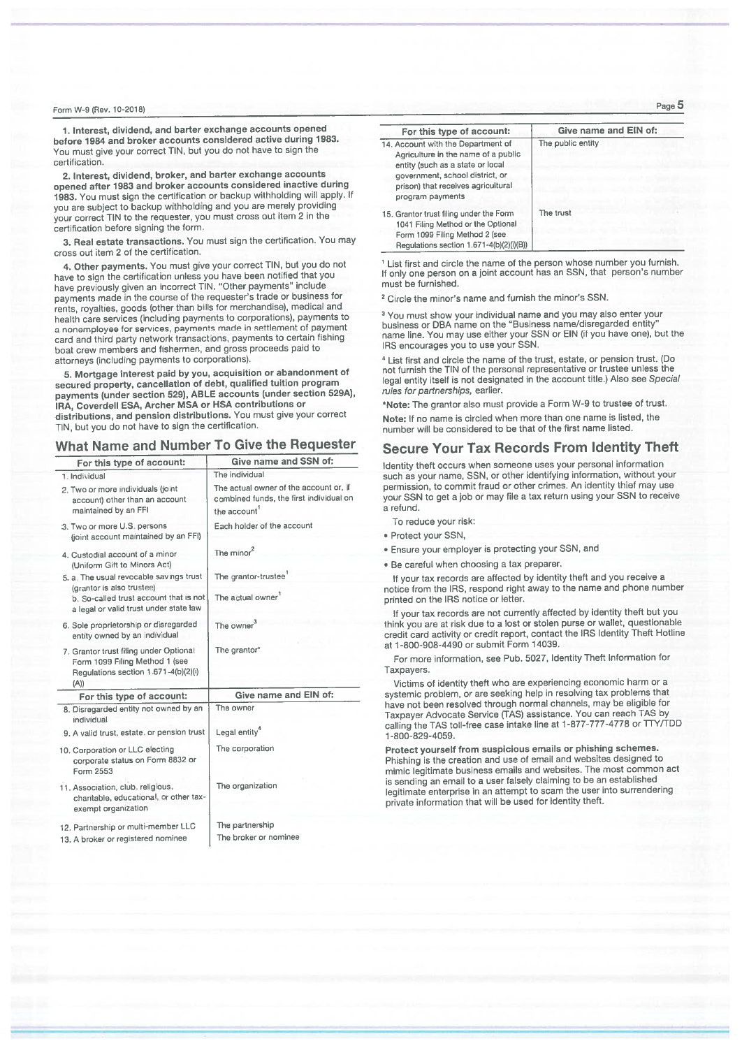**1. Interest, dividend, and barter exchange accounts opened before 1984 and broker accounts considered active during 1983.** You must give your correct TIN, but you do not have to sign the certification.

**2. Interest, dividend, broker, and barter exchange accounts opened after 1983 and broker accounts considered inactive during 1983.** You must sign the certification or backup withholding will apply. If you are subject to backup withholding and you are merely providing your correct TIN to the requester, you must cross out item 2 in the certification before signing the form.

**3. Real estate transactions.** You must sign the certification. You may cross out item 2 of the certification.

**4. Other payments.** You must give your correct TIN, but you do not have to sign the certification unless you have been notified that you have previously given an incorrect TIN. "Other payments" include payments made in the course of the requester's trade or business for rents, royalties, goods (other than bills for merchandise), medical and health care services (including payments to corporations), payments to a nonemployee for services, payments made in settlement of payment card and third party network transactions, payments to certain fishing boat crew members and fishermen, and gross proceeds paid to attorneys (including payments to corporations).

**5. Mortgage interest paid by you, acquisition or abandonment of secured property, cancellation of debt, qualified tuition program payments (under section 529), ABLE accounts (under section 529A), IRA, Coverdell ESA, Archer MSA or HSA contributions or distributions, and pension distributions.** You must give your correct TIN, but you do not have to sign the certification.

## What Name and Number To Give the Requester

| For this type of account: | Give name and SSN of: |
|---|---|
| 1. Individual | The individual |
| 2. Two or more individuals (joint account) other than an account maintained by an FFI | The actual owner of the account or, if combined funds, the first individual on the account[1] |
| 3. Two or more U.S. persons (joint account maintained by an FFI) | Each holder of the account |
| 4. Custodial account of a minor (Uniform Gift to Minors Act) | The minor[2] |
| 5. a. The usual revocable savings trust (grantor is also trustee) | The grantor-trustee[1] |
| b. So-called trust account that is not a legal or valid trust under state law | The actual owner[1] |
| 6. Sole proprietorship or disregarded entity owned by an individual | The owner[3] |
| 7. Grantor trust filing under Optional Form 1099 Filing Method 1 (see Regulations section 1.671-4(b)(2)(i)(A)) | The grantor* |

| For this type of account: | Give name and EIN of: |
|---|---|
| 8. Disregarded entity not owned by an individual | The owner |
| 9. A valid trust, estate, or pension trust | Legal entity[4] |
| 10. Corporation or LLC electing corporate status on Form 8832 or Form 2553 | The corporation |
| 11. Association, club, religious, charitable, educational, or other tax-exempt organization | The organization |
| 12. Partnership or multi-member LLC | The partnership |
| 13. A broker or registered nominee | The broker or nominee |
| 14. Account with the Department of Agriculture in the name of a public entity (such as a state or local government, school district, or prison) that receives agricultural program payments | The public entity |
| 15. Grantor trust filing under the Form 1041 Filing Method or the Optional Form 1099 Filing Method 2 (see Regulations section 1.671-4(b)(2)(i)(B)) | The trust |

[1] List first and circle the name of the person whose number you furnish. If only one person on a joint account has an SSN, that person's number must be furnished.

[2] Circle the minor's name and furnish the minor's SSN.

[3] You must show your individual name and you may also enter your business or DBA name on the "Business name/disregarded entity" name line. You may use either your SSN or EIN (if you have one), but the IRS encourages you to use your SSN.

[4] List first and circle the name of the trust, estate, or pension trust. (Do not furnish the TIN of the personal representative or trustee unless the legal entity itself is not designated in the account title.) Also see *Special rules for partnerships,* earlier.

***Note:** The grantor also must provide a Form W-9 to trustee of trust.

**Note:** If no name is circled when more than one name is listed, the number will be considered to be that of the first name listed.

## Secure Your Tax Records From Identity Theft

Identity theft occurs when someone uses your personal information such as your name, SSN, or other identifying information, without your permission, to commit fraud or other crimes. An identity thief may use your SSN to get a job or may file a tax return using your SSN to receive a refund.

To reduce your risk:

- Protect your SSN,
- Ensure your employer is protecting your SSN, and
- Be careful when choosing a tax preparer.

If your tax records are affected by identity theft and you receive a notice from the IRS, respond right away to the name and phone number printed on the IRS notice or letter.

If your tax records are not currently affected by identity theft but you think you are at risk due to a lost or stolen purse or wallet, questionable credit card activity or credit report, contact the IRS Identity Theft Hotline at 1-800-908-4490 or submit Form 14039.

For more information, see Pub. 5027, Identity Theft Information for Taxpayers.

Victims of identity theft who are experiencing economic harm or a systemic problem, or are seeking help in resolving tax problems that have not been resolved through normal channels, may be eligible for Taxpayer Advocate Service (TAS) assistance. You can reach TAS by calling the TAS toll-free case intake line at 1-877-777-4778 or TTY/TDD 1-800-829-4059.

**Protect yourself from suspicious emails or phishing schemes.** Phishing is the creation and use of email and websites designed to mimic legitimate business emails and websites. The most common act is sending an email to a user falsely claiming to be an established legitimate enterprise in an attempt to scam the user into surrendering private information that will be used for identity theft.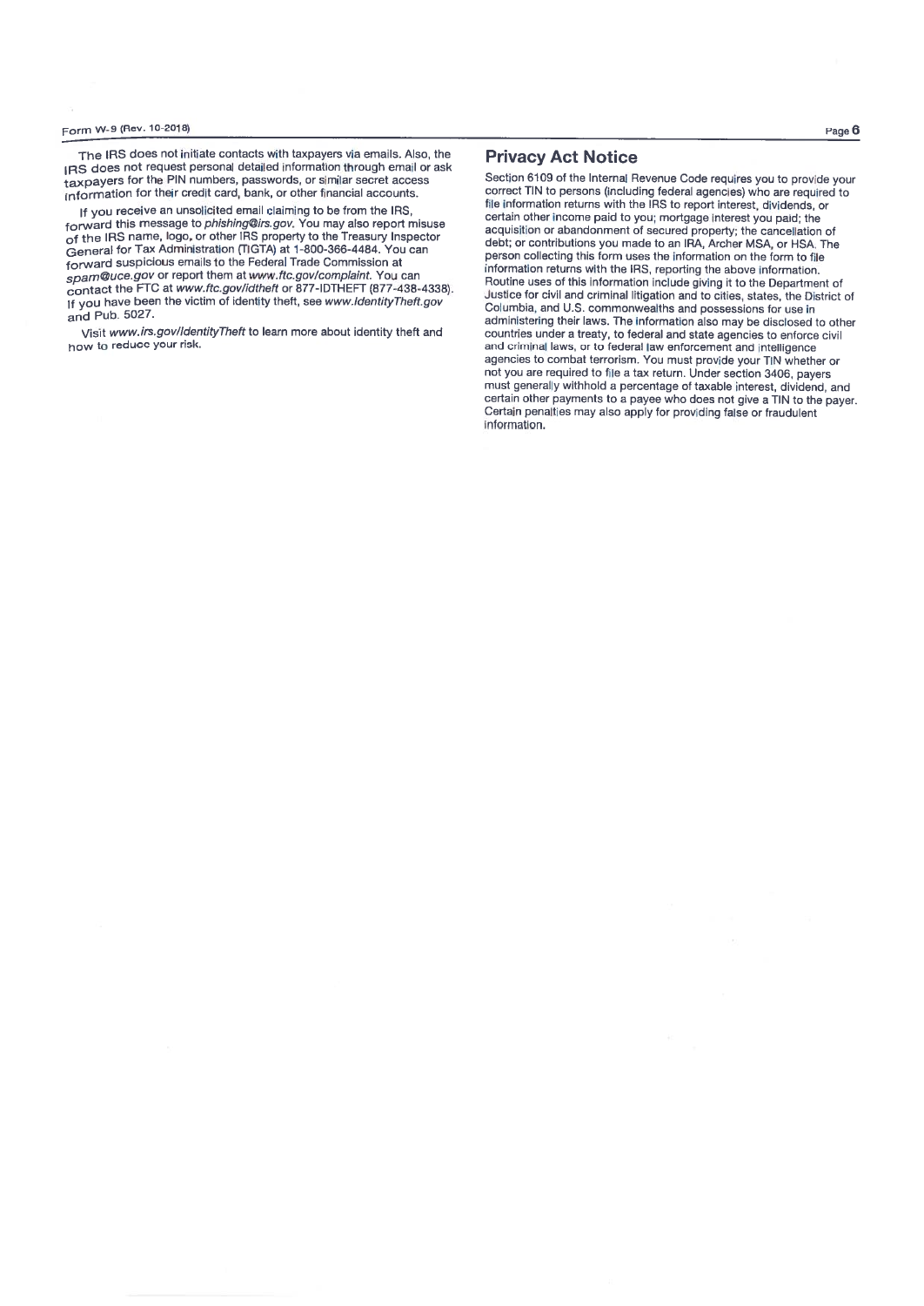The IRS does not initiate contacts with taxpayers via emails. Also, the IRS does not request personal detailed information through email or ask taxpayers for the PIN numbers, passwords, or similar secret access information for their credit card, bank, or other financial accounts.

If you receive an unsolicited email claiming to be from the IRS, forward this message to *phishing@irs.gov*. You may also report misuse of the IRS name, logo, or other IRS property to the Treasury Inspector General for Tax Administration (TIGTA) at 1-800-366-4484. You can forward suspicious emails to the Federal Trade Commission at *spam@uce.gov* or report them at *www.ftc.gov/complaint*. You can contact the FTC at *www.ftc.gov/idtheft* or 877-IDTHEFT (877-438-4338). If you have been the victim of identity theft, see *www.IdentityTheft.gov* and Pub. 5027.

Visit *www.irs.gov/IdentityTheft* to learn more about identity theft and how to reduce your risk.

## Privacy Act Notice

Section 6109 of the Internal Revenue Code requires you to provide your correct TIN to persons (including federal agencies) who are required to file information returns with the IRS to report interest, dividends, or certain other income paid to you; mortgage interest you paid; the acquisition or abandonment of secured property; the cancellation of debt; or contributions you made to an IRA, Archer MSA, or HSA. The person collecting this form uses the information on the form to file information returns with the IRS, reporting the above information. Routine uses of this information include giving it to the Department of Justice for civil and criminal litigation and to cities, states, the District of Columbia, and U.S. commonwealths and possessions for use in administering their laws. The information also may be disclosed to other countries under a treaty, to federal and state agencies to enforce civil and criminal laws, or to federal law enforcement and intelligence agencies to combat terrorism. You must provide your TIN whether or not you are required to file a tax return. Under section 3406, payers must generally withhold a percentage of taxable interest, dividend, and certain other payments to a payee who does not give a TIN to the payer. Certain penalties may also apply for providing false or fraudulent information.